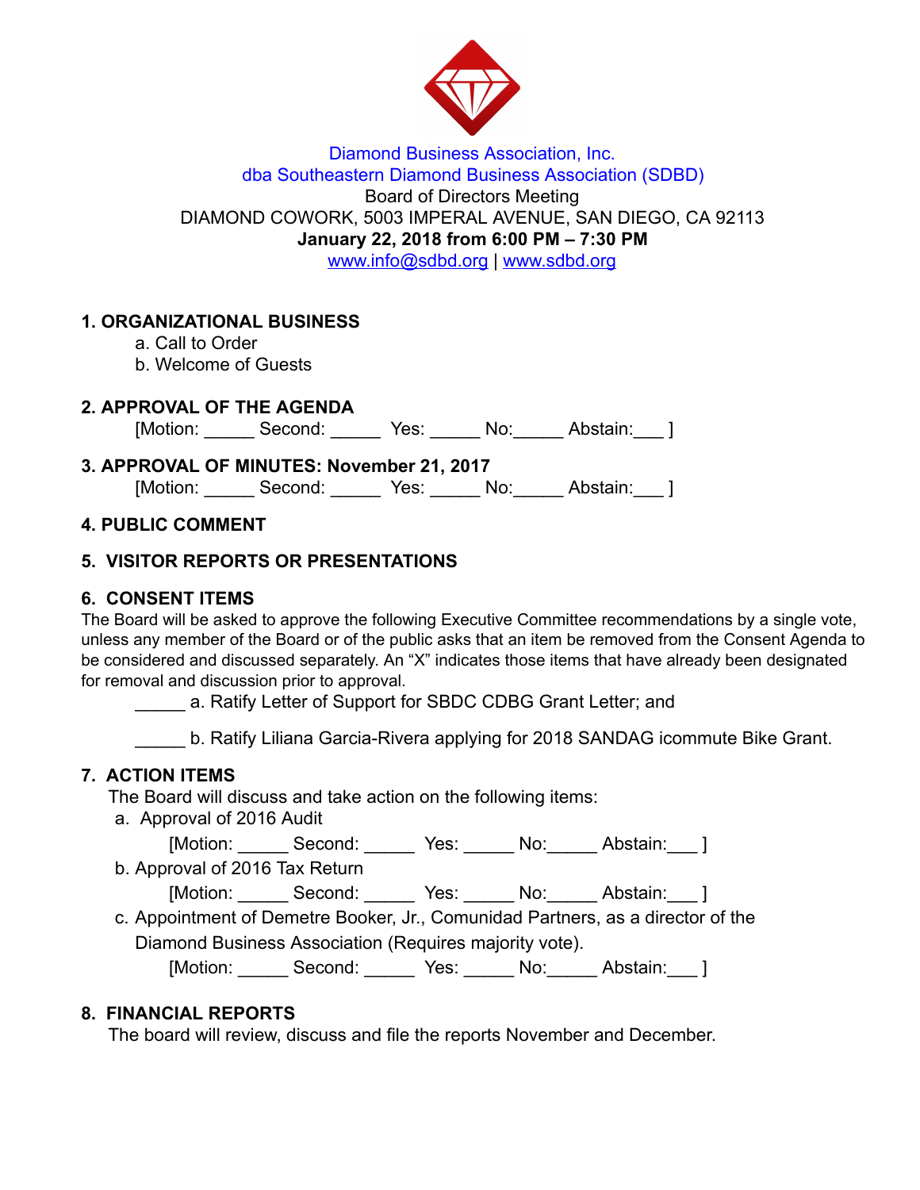Diamond Business Association, Inc.
dba Southeastern Diamond Business Association (SDBD)
Board of Directors Meeting
DIAMOND COWORK, 5003 IMPERAL AVENUE, SAN DIEGO, CA 92113
**January 22, 2018 from 6:00 PM – 7:30 PM**
www.info@sdbd.org | www.sdbd.org

## 1. ORGANIZATIONAL BUSINESS

a. Call to Order
b. Welcome of Guests

## 2. APPROVAL OF THE AGENDA

[Motion: _____ Second: _____ Yes: _____ No:_____ Abstain:___ ]

## 3. APPROVAL OF MINUTES: November 21, 2017

[Motion: _____ Second: _____ Yes: _____ No:_____ Abstain:___ ]

## 4. PUBLIC COMMENT

## 5. VISITOR REPORTS OR PRESENTATIONS

## 6. CONSENT ITEMS

The Board will be asked to approve the following Executive Committee recommendations by a single vote, unless any member of the Board or of the public asks that an item be removed from the Consent Agenda to be considered and discussed separately. An "X" indicates those items that have already been designated for removal and discussion prior to approval.

_____ a. Ratify Letter of Support for SBDC CDBG Grant Letter; and

_____ b. Ratify Liliana Garcia-Rivera applying for 2018 SANDAG icommute Bike Grant.

## 7. ACTION ITEMS

The Board will discuss and take action on the following items:

a. Approval of 2016 Audit
[Motion: _____ Second: _____ Yes: _____ No:_____ Abstain:___ ]

b. Approval of 2016 Tax Return
[Motion: _____ Second: _____ Yes: _____ No:_____ Abstain:___ ]

c. Appointment of Demetre Booker, Jr., Comunidad Partners, as a director of the Diamond Business Association (Requires majority vote).
[Motion: _____ Second: _____ Yes: _____ No:_____ Abstain:___ ]

## 8. FINANCIAL REPORTS

The board will review, discuss and file the reports November and December.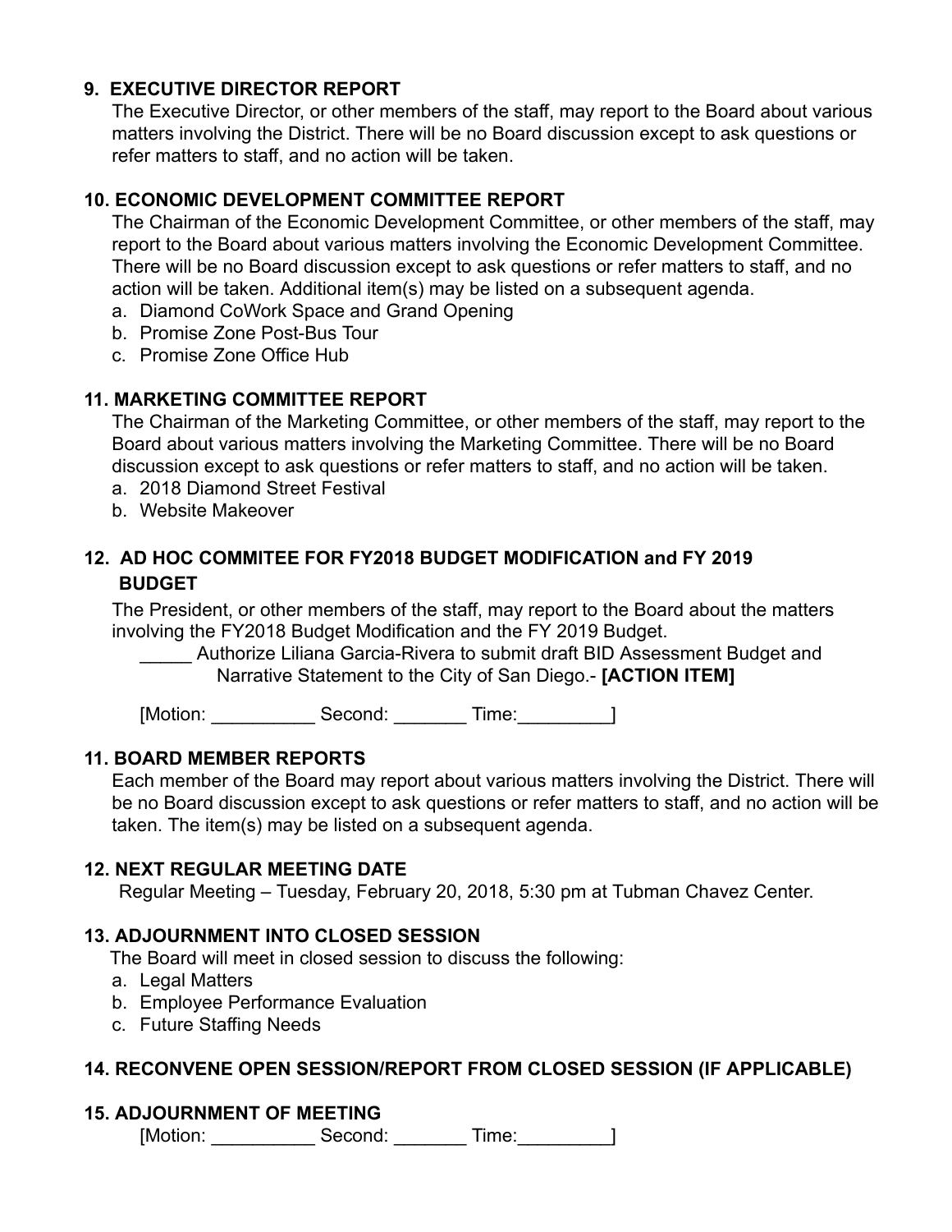## 9. EXECUTIVE DIRECTOR REPORT

The Executive Director, or other members of the staff, may report to the Board about various matters involving the District. There will be no Board discussion except to ask questions or refer matters to staff, and no action will be taken.

## 10. ECONOMIC DEVELOPMENT COMMITTEE REPORT

The Chairman of the Economic Development Committee, or other members of the staff, may report to the Board about various matters involving the Economic Development Committee. There will be no Board discussion except to ask questions or refer matters to staff, and no action will be taken. Additional item(s) may be listed on a subsequent agenda.

a. Diamond CoWork Space and Grand Opening
b. Promise Zone Post-Bus Tour
c. Promise Zone Office Hub

## 11. MARKETING COMMITTEE REPORT

The Chairman of the Marketing Committee, or other members of the staff, may report to the Board about various matters involving the Marketing Committee. There will be no Board discussion except to ask questions or refer matters to staff, and no action will be taken.

a. 2018 Diamond Street Festival
b. Website Makeover

## 12. AD HOC COMMITEE FOR FY2018 BUDGET MODIFICATION and FY 2019 BUDGET

The President, or other members of the staff, may report to the Board about the matters involving the FY2018 Budget Modification and the FY 2019 Budget.

_____ Authorize Liliana Garcia-Rivera to submit draft BID Assessment Budget and Narrative Statement to the City of San Diego.- **[ACTION ITEM]**

[Motion: __________ Second: _______ Time:_________]

## 11. BOARD MEMBER REPORTS

Each member of the Board may report about various matters involving the District. There will be no Board discussion except to ask questions or refer matters to staff, and no action will be taken. The item(s) may be listed on a subsequent agenda.

## 12. NEXT REGULAR MEETING DATE

Regular Meeting – Tuesday, February 20, 2018, 5:30 pm at Tubman Chavez Center.

## 13. ADJOURNMENT INTO CLOSED SESSION

The Board will meet in closed session to discuss the following:

a. Legal Matters
b. Employee Performance Evaluation
c. Future Staffing Needs

## 14. RECONVENE OPEN SESSION/REPORT FROM CLOSED SESSION (IF APPLICABLE)

## 15. ADJOURNMENT OF MEETING

[Motion: __________ Second: _______ Time:_________]